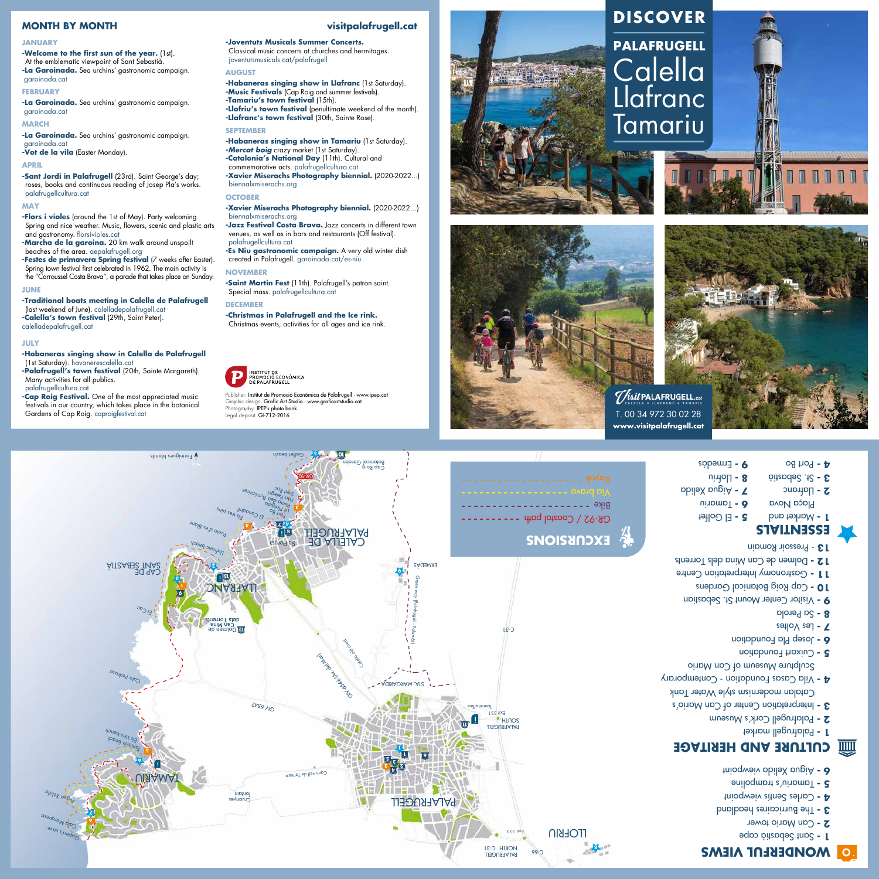## MONTH BY MONTH

visitpalafrugell.cat

### JANUARY

- **-Welcome to the first sun of the year.** (1st). At the emblematic viewpoint of Sant Sebastià.
- **-La Garoinada.** Sea urchins' gastronomic campaign. garoinada.cat

### FEBRUARY

- **-La Garoinada.** Sea urchins' gastronomic campaign. garoinada.cat

### MARCH

- **-La Garoinada.** Sea urchins' gastronomic campaign. garoinada.cat
- **-Vot de la vila** (Easter Monday).

### APRIL

- **-Sant Jordi in Palafrugell** (23rd). Saint George's day; roses, books and continuous reading of Josep Pla's works. palafrugellcultura.cat

### MAY

- **-Flors i violes** (around the 1st of May). Party welcoming Spring and nice weather. Music, flowers, scenic and plastic arts and gastronomy. florsivioles.cat
- **-Marcha de la garoina.** 20 km walk around unspoilt beaches of the area. aepalafrugell.org
- **-Festes de primavera Spring festival** (7 weeks after Easter). Spring town festival first celebrated in 1962. The main activity is the "Carroussel Costa Brava", a parade that takes place on Sunday.

### JUNE

- **-Traditional boats meeting in Calella de Palafrugell** (last weekend of June). calelladepalafrugell.cat
- **-Calella's town festival** (29th, Saint Peter). calelladepalafrugell.cat

### JULY

- **-Habaneras singing show in Calella de Palafrugell** (1st Saturday). havanerescalella.cat
- **-Palafrugell's town festival** (20th, Sainte Margareth). Many activities for all publics. palafrugellcultura.cat
- **-Cap Roig Festival.** One of the most appreciated music festivals in our country, which takes place in the botanical Gardens of Cap Roig. caproigfestival.cat
- **-Joventuts Musicals Summer Concerts.** Classical music concerts at churches and hermitages. joventutsmusicals.cat/palafrugell

### AUGUST

- **-Habaneras singing show in Llafranc** (1st Saturday).
- **-Music Festivals** (Cap Roig and summer festivals).
- **-Tamariu's town festival** (15th).
- **-Llofriu's town festival** (penultimate weekend of the month).
- **-Llafranc's town festival** (30th, Sainte Rose).

### SEPTEMBER

- **-Habaneras singing show in Tamariu** (1st Saturday).
- ***-Mercat boig*** crazy market (1st Saturday).
- **-Catalonia's National Day** (11th). Cultural and commemorative acts. palafrugellcultura.cat
- **-Xavier Miserachs Photography biennial.** (2020-2022...) biennalxmiserachs.org

### OCTOBER

- **-Xavier Miserachs Photography biennial.** (2020-2022...) biennalxmiserachs.org
- **-Jazz Festival Costa Brava.** Jazz concerts in different town venues, as well as in bars and restaurants (Off festival). palafrugellcultura.cat
- **-Es Niu gastronomic campaign.** A very old winter dish created in Palafrugell. garoinada.cat/es-niu

### NOVEMBER

- **-Saint Martin Fest** (11th). Palafrugell's patron saint. Special mass. palafrugellcultura.cat

### DECEMBER

- **-Christmas in Palafrugell and the Ice rink.** Christmas events, activities for all ages and ice rink.

INSTITUT DE PROMOCIÓ ECONÒMICA DE PALAFRUGELL

Publisher: Institut de Promoció Econòmica de Palafrugell · www.ipep.cat
Graphic design: Grafic Art Studio · www.graficartstudio.cat
Photography: IPEP's photo bank
Legal deposit: GI-712-2016

# DISCOVER PALAFRUGELL Calella Llafranc Tamariu

VisitPALAFRUGELL.cat — CALELLA · LLAFRANC · TAMARIU
T. 00 34 972 30 02 28
www.visitpalafrugell.cat

## WONDERFUL VIEWS

1 - Sant Sebastià cape
2 - Can Mario tower
3 - The Burricaires headland
4 - Carles Sentís viewpoint
5 - Tamariu's trampoline
6 - Aigua Xelida viewpoint

## CULTURE AND HERITAGE

1 - Palafrugell market
2 - Palafrugell Cork's Museum
3 - Interpretation Center of Can Mario's Catalan modernism style Water Tank
4 - Vila Casas Foundation - Contemporary Sculpture Museum of Can Mario
5 - Cuixart Foundation
6 - Josep Pla Foundation
7 - Les Voltes
8 - Sa Perola
9 - Visitor Center Mount St. Sebastian
10 - Cap Roig Botanical Gardens
11 - Gastronomy Interpretation Centre
12 - Dolmen de Can Mina dels Torrents
13 - Pressoir Romain

## ESSENTIALS

1 - Market and Plaça Nova
2 - Llafranc
3 - St. Sebastià
4 - Port Bo
5 - El Golfet
6 - Tamariu
7 - Aigua Xelida
8 - Llofriu
9 - Ermedàs

## EXCURSIONS

GR-92 / Coastal path
Bike
Vía brava
Kayak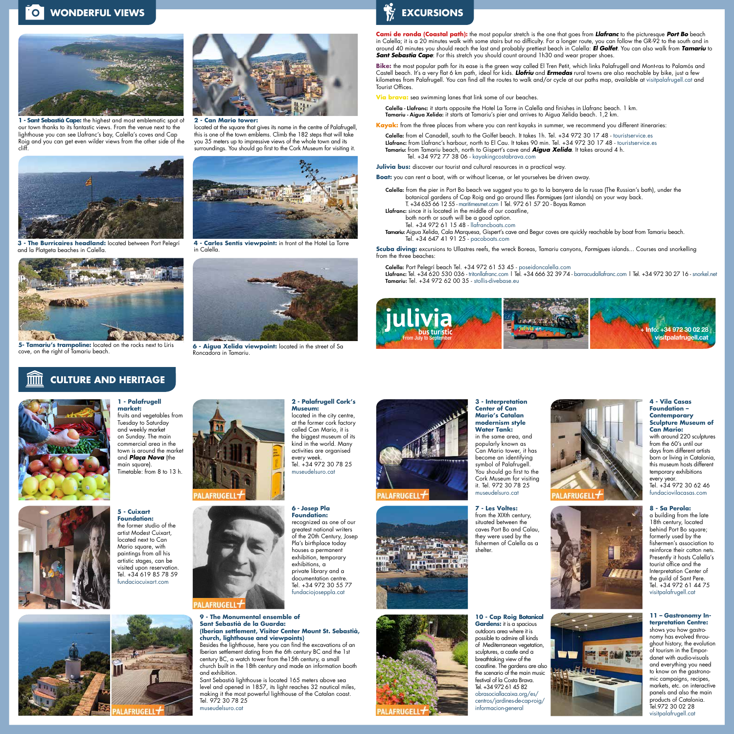## WONDERFUL VIEWS

**1 - Sant Sebastià Cape:** the highest and most emblematic spot of our town thanks to its fantastic views. From the venue next to the lighthouse you can see Llafranc's bay, Calella's coves and Cap Roig and you can get even wilder views from the other side of the cliff.

**2 - Can Mario tower:** located at the square that gives its name in the centre of Palafrugell, this is one of the town emblems. Climb the 182 steps that will take you 35 meters up to impressive views of the whole town and its surroundings. You should go first to the Cork Museum for visiting it.

**3 - The Burricaires headland:** located between Port Pelegrí and la Platgeta beaches in Calella.

**4 - Carles Sentis viewpoint:** in front of the Hotel La Torre in Calella.

**5- Tamariu's trampoline:** located on the rocks next to Liris cove, on the right of Tamariu beach.

**6 - Aigua Xelida viewpoint:** located in the street of Sa Roncadora in Tamariu.

## EXCURSIONS

**Camí de ronda (Coastal path):** the most popular stretch is the one that goes from ***Llafranc*** to the picturesque ***Port Bo*** beach in Calella; it is a 20 minutes walk with some stairs but no difficulty. For a longer route, you can follow the GR-92 to the south and in around 40 minutes you should reach the last and probably prettiest beach in Calella: ***El Golfet***. You can also walk from ***Tamariu*** to ***Sant Sebastia Cape***: For this stretch you should count around 1h30 and wear proper shoes.

**Bike:** the most popular path for its ease is the green way called El Tren Petit, which links Palafrugell and Mont-ras to Palamós and Castell beach. It's a very flat 6 km path, ideal for kids. ***Llofriu*** and ***Ermedas*** rural towns are also reachable by bike, just a few kilometres from Palafrugell. You can find all the routes to walk and/or cycle at our paths map, available at visitpalafrugell.cat and Tourist Offices.

**Via brava:** sea swimming lanes that link some of our beaches.

- **Calella - Llafranc:** it starts opposite the Hotel La Torre in Calella and finishes in Llafranc beach. 1 km.
- **Tamariu - Aigua Xelida:** it starts at Tamariu's pier and arrives to Aigua Xelida beach. 1,2 km.

**Kayak:** from the three places from where you can rent kayaks in summer, we recommend you different itineraries:

- **Calella:** from el Canadell, south to the Golfet beach. It takes 1h. Tel. +34 972 30 17 48 - touristservice.es
- **Llafranc:** from Llafranc's harbour, north to El Cau. It takes 90 min. Tel. +34 972 30 17 48 - touristservice.es
- **Tamariu:** from Tamariu beach, north to Gisperť's cave and ***Aigua Xelida***. It takes around 4 h. Tel. +34 972 77 38 06 - kayakingcostabrava.com

**Julivia bus:** discover our tourist and cultural resources in a practical way.

**Boat:** you can rent a boat, with or without license, or let yourselves be driven away.

- **Calella:** from the pier in Port Bo beach we suggest you to go to la banyera de la russa (The Russian's bath), under the botanical gardens of Cap Roig and go around Illes *Formigues* (ant islands) on your way back. T. +34 635 66 12 55 - maritimesmet.com | Tel. 972 61 57 20 - Boyas Ramon
- **Llafranc:** since it is located in the middle of our coastline, both north or south will be a good option. Tel. +34 972 61 15 48 - llafrancboats.com
- **Tamariu:** Aigua Xelida, Cala Marquesa, Gisperť's cave and Begur coves are quickly reachable by boat from Tamariu beach. Tel. +34 647 41 91 25 - pacoboats.com

**Scuba diving:** excursions to Ullastres reefs, the wreck Boreas, Tamariu canyons, *Formigues* islands... Courses and snorkelling from the three beaches:

- **Calella:** Port Pelegrí beach Tel. +34 972 61 53 45 - poseidoncalella.com
- **Llafranc:** Tel. +34 620 530 036 - tritonllafranc.com | Tel. +34 666 32 39 74 - barracudallafranc.com | Tel. +34 972 30 27 16 - snorkel.net
- **Tamariu:** Tel. +34 972 62 00 35 - stollis-divebase.eu

julivia bus turistic
From July to September
+ Info: +34 972 30 02 28
visitpalafrugell.cat

## CULTURE AND HERITAGE

**1 - Palafrugell market:** fruits and vegetables from Tuesday to Saturday and weekly market on Sunday. The main commercial area in the town is around the market and ***Plaça Nova*** (the main square). Timetable: from 8 to 13 h.

**2 - Palafrugell Cork's Museum:** located in the city centre, at the former cork factory called Can Mario, it is the biggest museum of its kind in the world. Many activities are organised every week. Tel. +34 972 30 78 25 museudelsuro.cat

**3 - Interpretation Center of Can Mario's Catalan modernism style Water Tank:** in the same area, and popularly known as Can Mario tower, it has become an identifying symbol of Palafrugell. You should go first to the Cork Museum for visiting it. Tel. 972 30 78 25 museudelsuro.cat

**4 - Vila Casas Foundation – Contemporary Sculpture Museum of Can Mario:** with around 220 sculptures from the 60's until our days from different artists born or living in Catalonia, this museum hosts different temporary exhibitions every year. Tel. +34 972 30 62 46 fundaciovilacasas.com

**5 - Cuixart Foundation:** the former studio of the artist Modest Cuixart, located next to Can Mario square, with paintings from all his artistic stages, can be visited upon reservation. Tel. +34 619 85 78 59 fundaciocuixart.com

**6 - Josep Pla Foundation:** recognized as one of our greatest national writers of the 20th Century, Josep Pla's birthplace today houses a permanent exhibition, temporary exhibitions, a private library and a documentation centre. Tel. +34 972 30 55 77 fundaciojoseppla.cat

**7 - Les Voltes:** from the XIXth century, situated between the caves Port Bo and Calau, they were used by the fishermen of Calella as a shelter.

**8 - Sa Perola:** a building from the late 18th century, located behind Port Bo square; formerly used by the fishermen's association to reinforce their cotton nets. Presently it hosts Calella's tourist office and the Interpretation Center of the guild of Sant Pere. Tel. +34 972 61 44 75 visitpalafrugell.cat

**9 - The Monumental ensemble of Sant Sebastià de la Guarda: (Iberian settlement, Visitor Center Mount St. Sebastià, church, lighthouse and viewpoints)**
Besides the lighthouse, here you can find the excavations of an Iberian settlement dating from the 6th century BC and the 1st century BC, a watch tower from the15th century, a small church built in the 18th century and made an information booth and exhibition.
Sant Sebastià lighthouse is located 165 meters above sea level and opened in 1857, its light reaches 32 nautical miles, making it the most powerful lighthouse of the Catalan coast. Tel. 972 30 78 25 museudelsuro.cat

**10 - Cap Roig Botanical Gardens:** it is a spacious outdoors area where it is possible to admire all kinds of Mediterranean vegetation, sculptures, a castle and a breathtaking view of the coastline. The gardens are also the scenario of the main music festival of la Costa Brava. Tel. +34 972 61 45 82 obrasociallacaixa.org/es/centros/jardines-de-cap-roig/informacion-general

**11 – Gastronomy Interpretation Centre:** shows you how gastronomy has evolved throughout history, the evolution of tourism in the Empordanet with audio-visuals and everything you need to know on the gastronomic campaigns, recipes, markets, etc. on interactive panels and also the main products of Catalonia. Tel.972 30 02 28 visitpalafrugell.cat